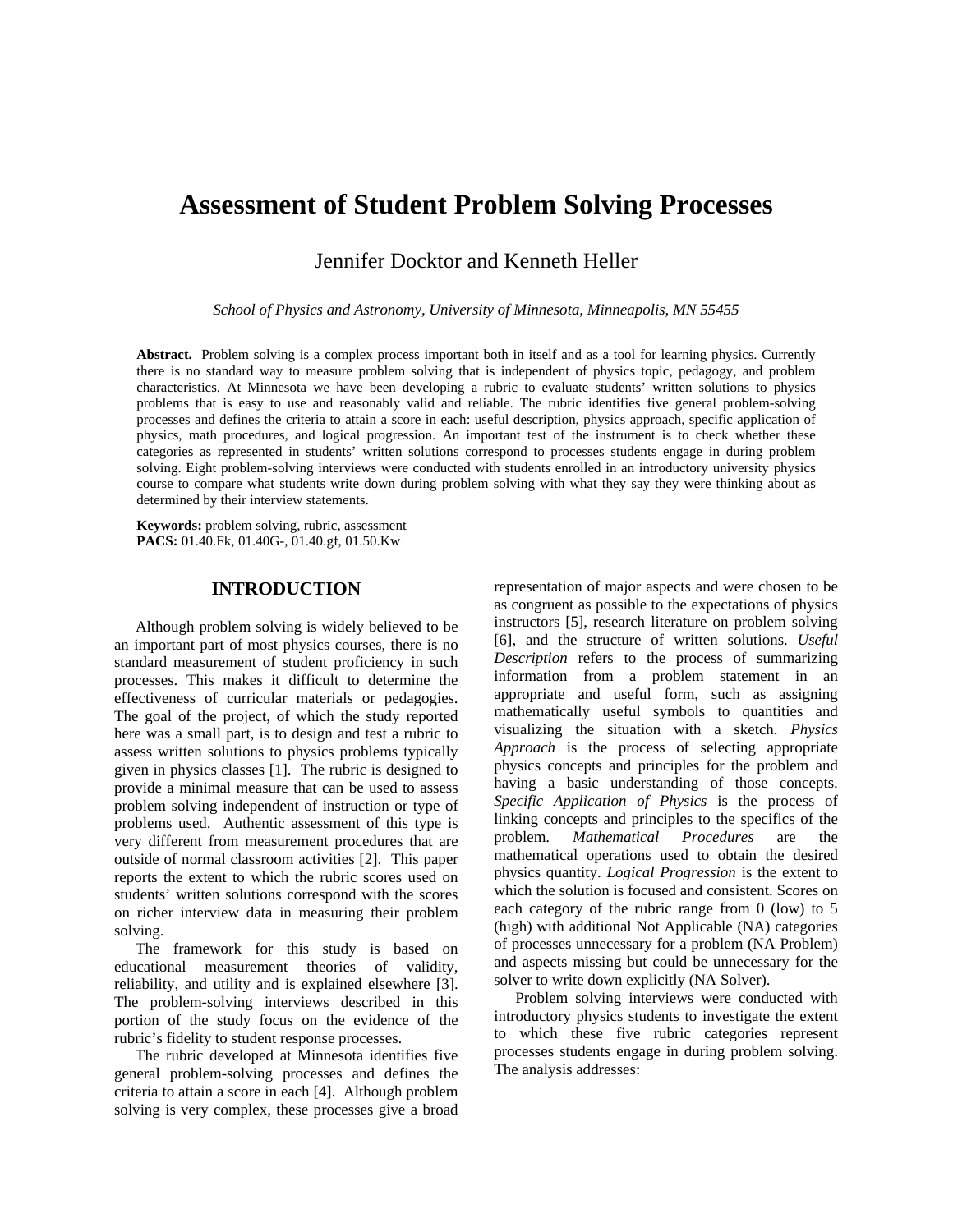# Assessment of Student Problem Solving Processes

Jennifer Docktor and Kenneth Heller

*School of Physics and Astronomy, University of Minnesota, Minneapolis, MN 55455*

**Abstract.** Problem solving is a complex process important both in itself and as a tool for learning physics. Currently there is no standard way to measure problem solving that is independent of physics topic, pedagogy, and problem characteristics. At Minnesota we have been developing a rubric to evaluate students' written solutions to physics problems that is easy to use and reasonably valid and reliable. The rubric identifies five general problem-solving processes and defines the criteria to attain a score in each: useful description, physics approach, specific application of physics, math procedures, and logical progression. An important test of the instrument is to check whether these categories as represented in students' written solutions correspond to processes students engage in during problem solving. Eight problem-solving interviews were conducted with students enrolled in an introductory university physics course to compare what students write down during problem solving with what they say they were thinking about as determined by their interview statements.

**Keywords:** problem solving, rubric, assessment
**PACS:** 01.40.Fk, 01.40G-, 01.40.gf, 01.50.Kw

## INTRODUCTION

Although problem solving is widely believed to be an important part of most physics courses, there is no standard measurement of student proficiency in such processes. This makes it difficult to determine the effectiveness of curricular materials or pedagogies. The goal of the project, of which the study reported here was a small part, is to design and test a rubric to assess written solutions to physics problems typically given in physics classes [1]. The rubric is designed to provide a minimal measure that can be used to assess problem solving independent of instruction or type of problems used. Authentic assessment of this type is very different from measurement procedures that are outside of normal classroom activities [2]. This paper reports the extent to which the rubric scores used on students' written solutions correspond with the scores on richer interview data in measuring their problem solving.

The framework for this study is based on educational measurement theories of validity, reliability, and utility and is explained elsewhere [3]. The problem-solving interviews described in this portion of the study focus on the evidence of the rubric's fidelity to student response processes.

The rubric developed at Minnesota identifies five general problem-solving processes and defines the criteria to attain a score in each [4]. Although problem solving is very complex, these processes give a broad representation of major aspects and were chosen to be as congruent as possible to the expectations of physics instructors [5], research literature on problem solving [6], and the structure of written solutions. *Useful Description* refers to the process of summarizing information from a problem statement in an appropriate and useful form, such as assigning mathematically useful symbols to quantities and visualizing the situation with a sketch. *Physics Approach* is the process of selecting appropriate physics concepts and principles for the problem and having a basic understanding of those concepts. *Specific Application of Physics* is the process of linking concepts and principles to the specifics of the problem. *Mathematical Procedures* are the mathematical operations used to obtain the desired physics quantity. *Logical Progression* is the extent to which the solution is focused and consistent. Scores on each category of the rubric range from 0 (low) to 5 (high) with additional Not Applicable (NA) categories of processes unnecessary for a problem (NA Problem) and aspects missing but could be unnecessary for the solver to write down explicitly (NA Solver).

Problem solving interviews were conducted with introductory physics students to investigate the extent to which these five rubric categories represent processes students engage in during problem solving. The analysis addresses: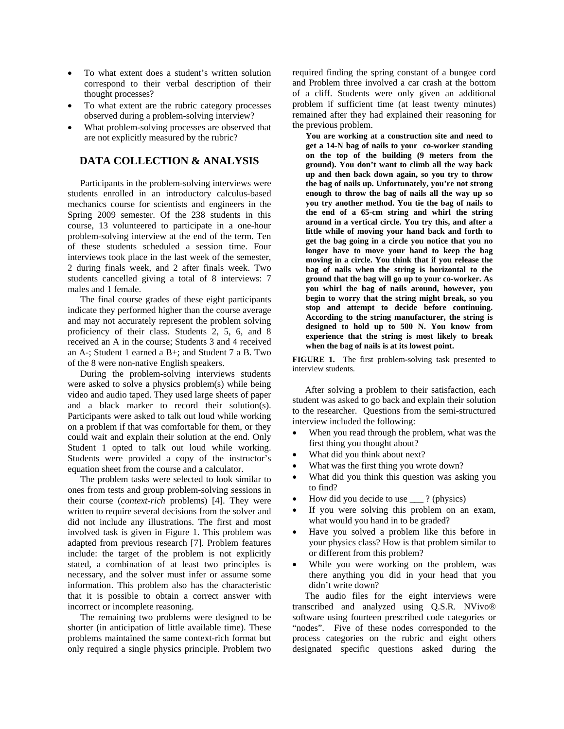- To what extent does a student's written solution correspond to their verbal description of their thought processes?
- To what extent are the rubric category processes observed during a problem-solving interview?
- What problem-solving processes are observed that are not explicitly measured by the rubric?

## DATA COLLECTION & ANALYSIS

Participants in the problem-solving interviews were students enrolled in an introductory calculus-based mechanics course for scientists and engineers in the Spring 2009 semester. Of the 238 students in this course, 13 volunteered to participate in a one-hour problem-solving interview at the end of the term. Ten of these students scheduled a session time. Four interviews took place in the last week of the semester, 2 during finals week, and 2 after finals week. Two students cancelled giving a total of 8 interviews: 7 males and 1 female.

The final course grades of these eight participants indicate they performed higher than the course average and may not accurately represent the problem solving proficiency of their class. Students 2, 5, 6, and 8 received an A in the course; Students 3 and 4 received an A-; Student 1 earned a B+; and Student 7 a B. Two of the 8 were non-native English speakers.

During the problem-solving interviews students were asked to solve a physics problem(s) while being video and audio taped. They used large sheets of paper and a black marker to record their solution(s). Participants were asked to talk out loud while working on a problem if that was comfortable for them, or they could wait and explain their solution at the end. Only Student 1 opted to talk out loud while working. Students were provided a copy of the instructor's equation sheet from the course and a calculator.

The problem tasks were selected to look similar to ones from tests and group problem-solving sessions in their course (*context-rich* problems) [4]. They were written to require several decisions from the solver and did not include any illustrations. The first and most involved task is given in Figure 1. This problem was adapted from previous research [7]. Problem features include: the target of the problem is not explicitly stated, a combination of at least two principles is necessary, and the solver must infer or assume some information. This problem also has the characteristic that it is possible to obtain a correct answer with incorrect or incomplete reasoning.

The remaining two problems were designed to be shorter (in anticipation of little available time). These problems maintained the same context-rich format but only required a single physics principle. Problem two required finding the spring constant of a bungee cord and Problem three involved a car crash at the bottom of a cliff. Students were only given an additional problem if sufficient time (at least twenty minutes) remained after they had explained their reasoning for the previous problem.

**You are working at a construction site and need to get a 14-N bag of nails to your co-worker standing on the top of the building (9 meters from the ground). You don't want to climb all the way back up and then back down again, so you try to throw the bag of nails up. Unfortunately, you're not strong enough to throw the bag of nails all the way up so you try another method. You tie the bag of nails to the end of a 65-cm string and whirl the string around in a vertical circle. You try this, and after a little while of moving your hand back and forth to get the bag going in a circle you notice that you no longer have to move your hand to keep the bag moving in a circle. You think that if you release the bag of nails when the string is horizontal to the ground that the bag will go up to your co-worker. As you whirl the bag of nails around, however, you begin to worry that the string might break, so you stop and attempt to decide before continuing. According to the string manufacturer, the string is designed to hold up to 500 N. You know from experience that the string is most likely to break when the bag of nails is at its lowest point.**

**FIGURE 1.** The first problem-solving task presented to interview students.

After solving a problem to their satisfaction, each student was asked to go back and explain their solution to the researcher. Questions from the semi-structured interview included the following:

- When you read through the problem, what was the first thing you thought about?
- What did you think about next?
- What was the first thing you wrote down?
- What did you think this question was asking you to find?
- How did you decide to use ___ ? (physics)
- If you were solving this problem on an exam, what would you hand in to be graded?
- Have you solved a problem like this before in your physics class? How is that problem similar to or different from this problem?
- While you were working on the problem, was there anything you did in your head that you didn't write down?

The audio files for the eight interviews were transcribed and analyzed using Q.S.R. NVivo® software using fourteen prescribed code categories or "nodes". Five of these nodes corresponded to the process categories on the rubric and eight others designated specific questions asked during the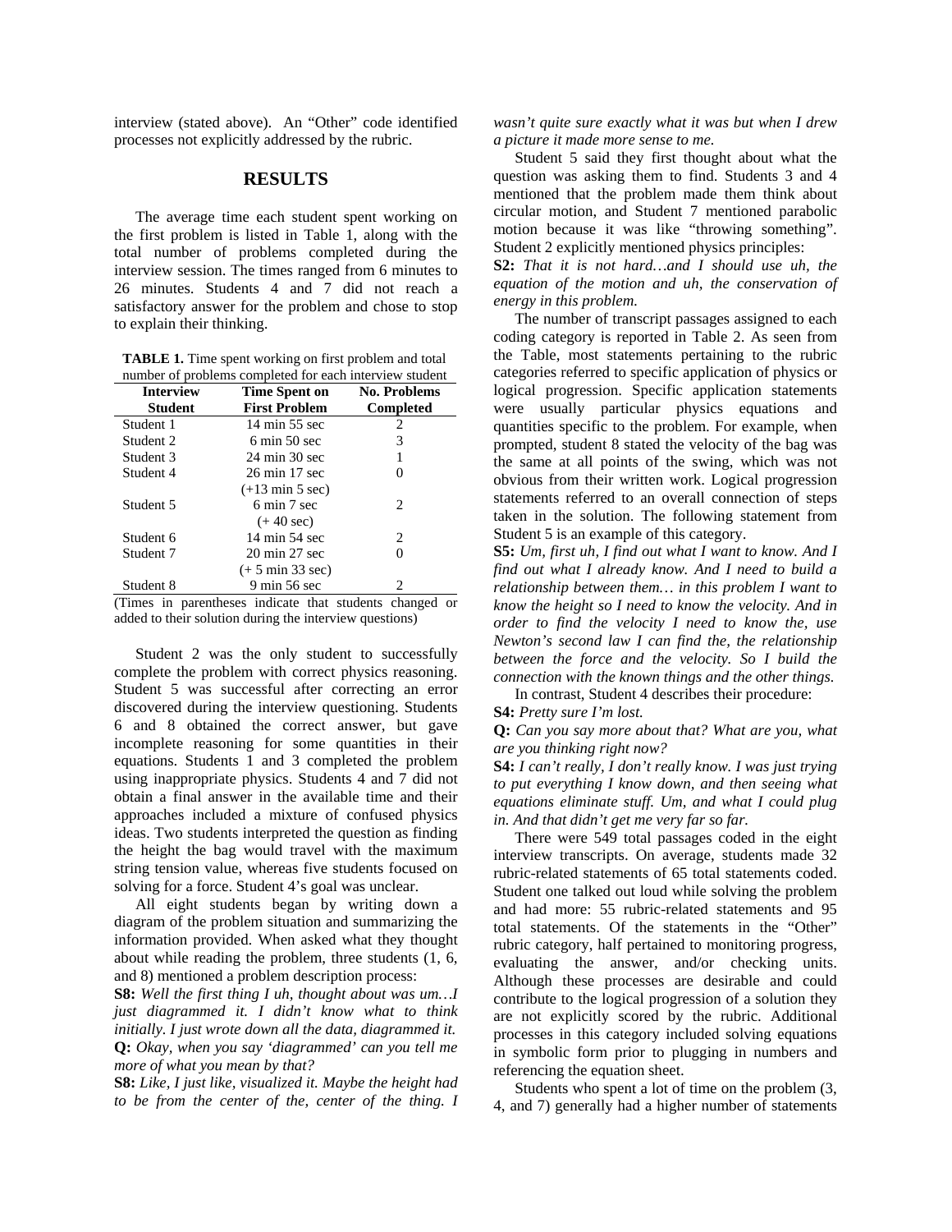interview (stated above). An "Other" code identified processes not explicitly addressed by the rubric.

## RESULTS

The average time each student spent working on the first problem is listed in Table 1, along with the total number of problems completed during the interview session. The times ranged from 6 minutes to 26 minutes. Students 4 and 7 did not reach a satisfactory answer for the problem and chose to stop to explain their thinking.

**TABLE 1.** Time spent working on first problem and total number of problems completed for each interview student

| Interview Student | Time Spent on First Problem | No. Problems Completed |
|---|---|---|
| Student 1 | 14 min 55 sec | 2 |
| Student 2 | 6 min 50 sec | 3 |
| Student 3 | 24 min 30 sec | 1 |
| Student 4 | 26 min 17 sec (+13 min 5 sec) | 0 |
| Student 5 | 6 min 7 sec (+ 40 sec) | 2 |
| Student 6 | 14 min 54 sec | 2 |
| Student 7 | 20 min 27 sec (+ 5 min 33 sec) | 0 |
| Student 8 | 9 min 56 sec | 2 |

(Times in parentheses indicate that students changed or added to their solution during the interview questions)

Student 2 was the only student to successfully complete the problem with correct physics reasoning. Student 5 was successful after correcting an error discovered during the interview questioning. Students 6 and 8 obtained the correct answer, but gave incomplete reasoning for some quantities in their equations. Students 1 and 3 completed the problem using inappropriate physics. Students 4 and 7 did not obtain a final answer in the available time and their approaches included a mixture of confused physics ideas. Two students interpreted the question as finding the height the bag would travel with the maximum string tension value, whereas five students focused on solving for a force. Student 4's goal was unclear.

All eight students began by writing down a diagram of the problem situation and summarizing the information provided. When asked what they thought about while reading the problem, three students (1, 6, and 8) mentioned a problem description process:

**S8:** *Well the first thing I uh, thought about was um…I just diagrammed it. I didn't know what to think initially. I just wrote down all the data, diagrammed it.*

**Q:** *Okay, when you say 'diagrammed' can you tell me more of what you mean by that?*

**S8:** *Like, I just like, visualized it. Maybe the height had to be from the center of the, center of the thing. I wasn't quite sure exactly what it was but when I drew a picture it made more sense to me.*

Student 5 said they first thought about what the question was asking them to find. Students 3 and 4 mentioned that the problem made them think about circular motion, and Student 7 mentioned parabolic motion because it was like "throwing something". Student 2 explicitly mentioned physics principles:

**S2:** *That it is not hard…and I should use uh, the equation of the motion and uh, the conservation of energy in this problem.*

The number of transcript passages assigned to each coding category is reported in Table 2. As seen from the Table, most statements pertaining to the rubric categories referred to specific application of physics or logical progression. Specific application statements were usually particular physics equations and quantities specific to the problem. For example, when prompted, student 8 stated the velocity of the bag was the same at all points of the swing, which was not obvious from their written work. Logical progression statements referred to an overall connection of steps taken in the solution. The following statement from Student 5 is an example of this category.

**S5:** *Um, first uh, I find out what I want to know. And I find out what I already know. And I need to build a relationship between them… in this problem I want to know the height so I need to know the velocity. And in order to find the velocity I need to know the, use Newton's second law I can find the, the relationship between the force and the velocity. So I build the connection with the known things and the other things.*

In contrast, Student 4 describes their procedure:

**S4:** *Pretty sure I'm lost.*

**Q:** *Can you say more about that? What are you, what are you thinking right now?*

**S4:** *I can't really, I don't really know. I was just trying to put everything I know down, and then seeing what equations eliminate stuff. Um, and what I could plug in. And that didn't get me very far so far.*

There were 549 total passages coded in the eight interview transcripts. On average, students made 32 rubric-related statements of 65 total statements coded. Student one talked out loud while solving the problem and had more: 55 rubric-related statements and 95 total statements. Of the statements in the "Other" rubric category, half pertained to monitoring progress, evaluating the answer, and/or checking units. Although these processes are desirable and could contribute to the logical progression of a solution they are not explicitly scored by the rubric. Additional processes in this category included solving equations in symbolic form prior to plugging in numbers and referencing the equation sheet.

Students who spent a lot of time on the problem (3, 4, and 7) generally had a higher number of statements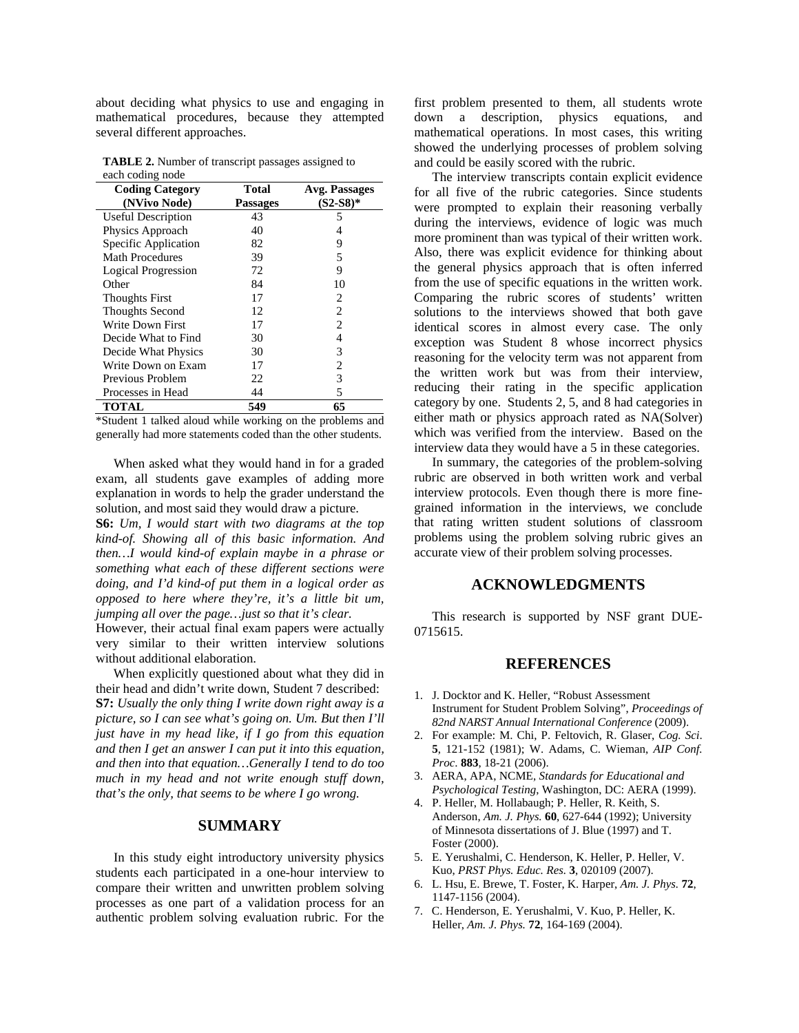about deciding what physics to use and engaging in mathematical procedures, because they attempted several different approaches.

**TABLE 2.** Number of transcript passages assigned to each coding node

| Coding Category (NVivo Node) | Total Passages | Avg. Passages (S2-S8)* |
|---|---|---|
| Useful Description | 43 | 5 |
| Physics Approach | 40 | 4 |
| Specific Application | 82 | 9 |
| Math Procedures | 39 | 5 |
| Logical Progression | 72 | 9 |
| Other | 84 | 10 |
| Thoughts First | 17 | 2 |
| Thoughts Second | 12 | 2 |
| Write Down First | 17 | 2 |
| Decide What to Find | 30 | 4 |
| Decide What Physics | 30 | 3 |
| Write Down on Exam | 17 | 2 |
| Previous Problem | 22 | 3 |
| Processes in Head | 44 | 5 |
| **TOTAL** | **549** | **65** |

*Student 1 talked aloud while working on the problems and generally had more statements coded than the other students.

When asked what they would hand in for a graded exam, all students gave examples of adding more explanation in words to help the grader understand the solution, and most said they would draw a picture.

**S6:** *Um, I would start with two diagrams at the top kind-of. Showing all of this basic information. And then…I would kind-of explain maybe in a phrase or something what each of these different sections were doing, and I'd kind-of put them in a logical order as opposed to here where they're, it's a little bit um, jumping all over the page…just so that it's clear.*

However, their actual final exam papers were actually very similar to their written interview solutions without additional elaboration.

When explicitly questioned about what they did in their head and didn't write down, Student 7 described:

**S7:** *Usually the only thing I write down right away is a picture, so I can see what's going on. Um. But then I'll just have in my head like, if I go from this equation and then I get an answer I can put it into this equation, and then into that equation…Generally I tend to do too much in my head and not write enough stuff down, that's the only, that seems to be where I go wrong.*

## SUMMARY

In this study eight introductory university physics students each participated in a one-hour interview to compare their written and unwritten problem solving processes as one part of a validation process for an authentic problem solving evaluation rubric. For the first problem presented to them, all students wrote down a description, physics equations, and mathematical operations. In most cases, this writing showed the underlying processes of problem solving and could be easily scored with the rubric.

The interview transcripts contain explicit evidence for all five of the rubric categories. Since students were prompted to explain their reasoning verbally during the interviews, evidence of logic was much more prominent than was typical of their written work. Also, there was explicit evidence for thinking about the general physics approach that is often inferred from the use of specific equations in the written work. Comparing the rubric scores of students' written solutions to the interviews showed that both gave identical scores in almost every case. The only exception was Student 8 whose incorrect physics reasoning for the velocity term was not apparent from the written work but was from their interview, reducing their rating in the specific application category by one. Students 2, 5, and 8 had categories in either math or physics approach rated as NA(Solver) which was verified from the interview. Based on the interview data they would have a 5 in these categories.

In summary, the categories of the problem-solving rubric are observed in both written work and verbal interview protocols. Even though there is more fine-grained information in the interviews, we conclude that rating written student solutions of classroom problems using the problem solving rubric gives an accurate view of their problem solving processes.

## ACKNOWLEDGMENTS

This research is supported by NSF grant DUE-0715615.

## REFERENCES

1. J. Docktor and K. Heller, "Robust Assessment Instrument for Student Problem Solving", *Proceedings of 82nd NARST Annual International Conference* (2009).
2. For example: M. Chi, P. Feltovich, R. Glaser, *Cog. Sci*. **5**, 121-152 (1981); W. Adams, C. Wieman, *AIP Conf. Proc*. **883**, 18-21 (2006).
3. AERA, APA, NCME, *Standards for Educational and Psychological Testing*, Washington, DC: AERA (1999).
4. P. Heller, M. Hollabaugh; P. Heller, R. Keith, S. Anderson, *Am. J. Phys.* **60**, 627-644 (1992); University of Minnesota dissertations of J. Blue (1997) and T. Foster (2000).
5. E. Yerushalmi, C. Henderson, K. Heller, P. Heller, V. Kuo, *PRST Phys. Educ. Res.* **3**, 020109 (2007).
6. L. Hsu, E. Brewe, T. Foster, K. Harper, *Am. J. Phys.* **72**, 1147-1156 (2004).
7. C. Henderson, E. Yerushalmi, V. Kuo, P. Heller, K. Heller, *Am. J. Phys.* **72**, 164-169 (2004).